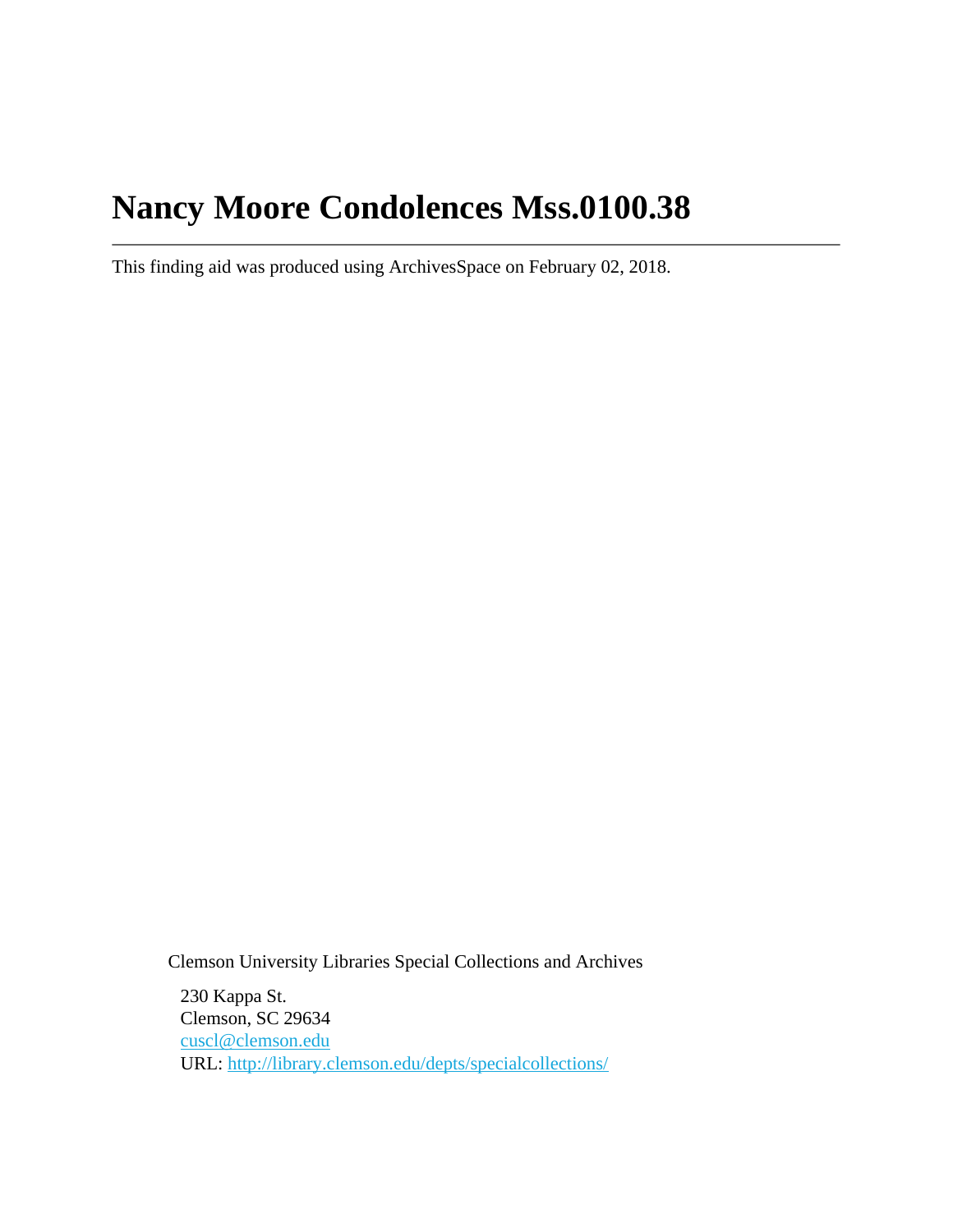# Nancy Moore Condolences Mss.0100.38

---

This finding aid was produced using ArchivesSpace on February 02, 2018.

Clemson University Libraries Special Collections and Archives

230 Kappa St.
Clemson, SC 29634
[cuscl@clemson.edu](mailto:cuscl@clemson.edu)
URL: [http://library.clemson.edu/depts/specialcollections/](http://library.clemson.edu/depts/specialcollections/)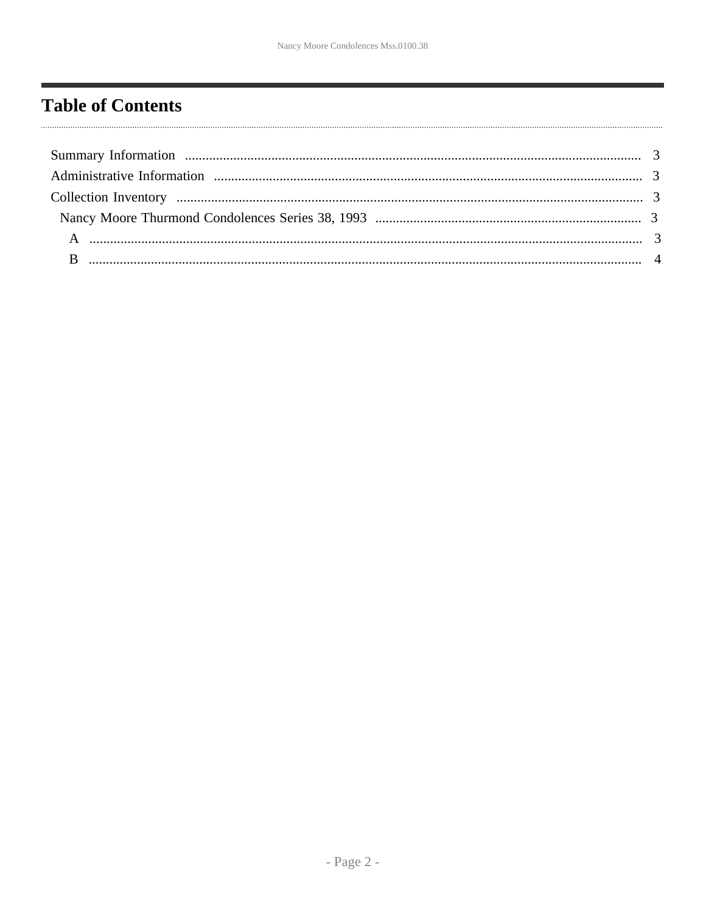# Table of Contents

- Summary Information ........ 3
- Administrative Information ........ 3
- Collection Inventory ........ 3
  - Nancy Moore Thurmond Condolences Series 38, 1993 ........ 3
    - A ........ 3
    - B ........ 4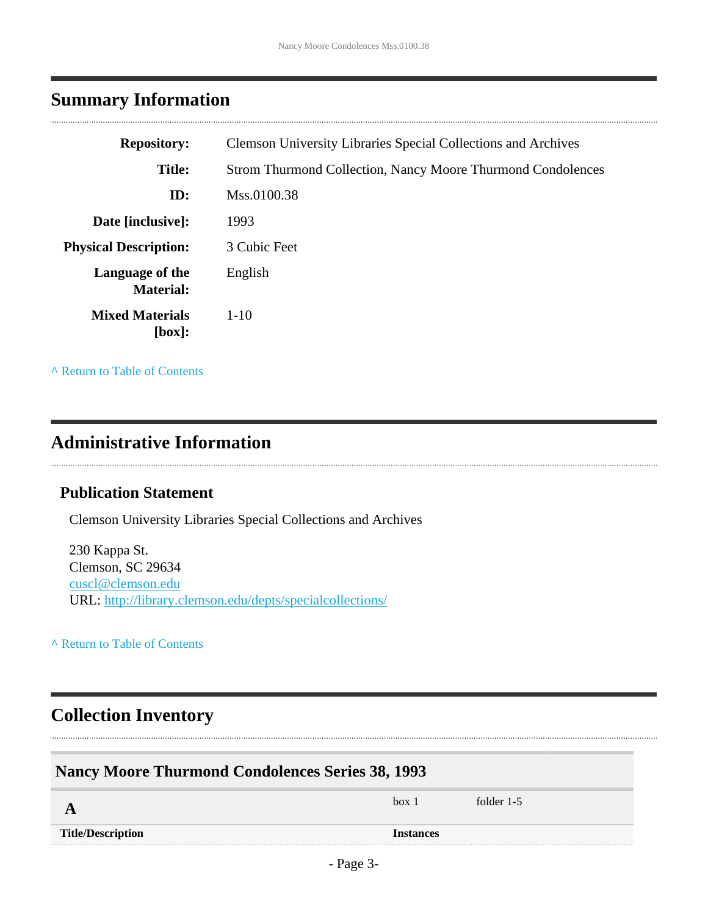## Summary Information

| | |
|---|---|
| **Repository:** | Clemson University Libraries Special Collections and Archives |
| **Title:** | Strom Thurmond Collection, Nancy Moore Thurmond Condolences |
| **ID:** | Mss.0100.38 |
| **Date [inclusive]:** | 1993 |
| **Physical Description:** | 3 Cubic Feet |
| **Language of the Material:** | English |
| **Mixed Materials [box]:** | 1-10 |

^ Return to Table of Contents

## Administrative Information

### Publication Statement

Clemson University Libraries Special Collections and Archives

230 Kappa St.
Clemson, SC 29634
cuscl@clemson.edu
URL: http://library.clemson.edu/depts/specialcollections/

^ Return to Table of Contents

## Collection Inventory

### Nancy Moore Thurmond Condolences Series 38, 1993

| | | |
|---|---|---|
| **A** | box 1 | folder 1-5 |
| **Title/Description** | **Instances** | |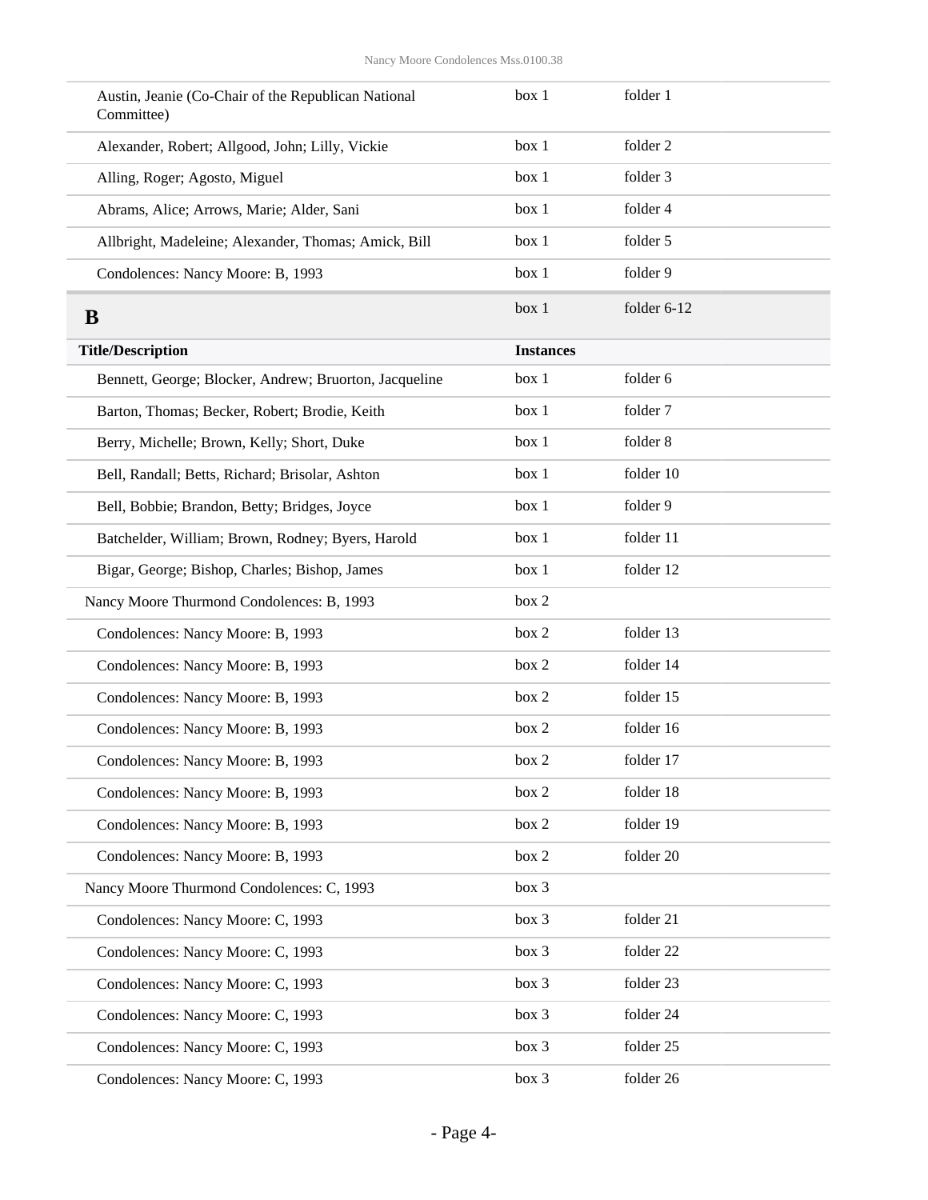| | | |
|---|---|---|
| Austin, Jeanie (Co-Chair of the Republican National Committee) | box 1 | folder 1 |
| Alexander, Robert; Allgood, John; Lilly, Vickie | box 1 | folder 2 |
| Alling, Roger; Agosto, Miguel | box 1 | folder 3 |
| Abrams, Alice; Arrows, Marie; Alder, Sani | box 1 | folder 4 |
| Allbright, Madeleine; Alexander, Thomas; Amick, Bill | box 1 | folder 5 |
| Condolences: Nancy Moore: B, 1993 | box 1 | folder 9 |

## B

box 1 folder 6-12

| Title/Description | Instances | |
|---|---|---|
| Bennett, George; Blocker, Andrew; Bruorton, Jacqueline | box 1 | folder 6 |
| Barton, Thomas; Becker, Robert; Brodie, Keith | box 1 | folder 7 |
| Berry, Michelle; Brown, Kelly; Short, Duke | box 1 | folder 8 |
| Bell, Randall; Betts, Richard; Brisolar, Ashton | box 1 | folder 10 |
| Bell, Bobbie; Brandon, Betty; Bridges, Joyce | box 1 | folder 9 |
| Batchelder, William; Brown, Rodney; Byers, Harold | box 1 | folder 11 |
| Bigar, George; Bishop, Charles; Bishop, James | box 1 | folder 12 |
| Nancy Moore Thurmond Condolences: B, 1993 | box 2 | |
| Condolences: Nancy Moore: B, 1993 | box 2 | folder 13 |
| Condolences: Nancy Moore: B, 1993 | box 2 | folder 14 |
| Condolences: Nancy Moore: B, 1993 | box 2 | folder 15 |
| Condolences: Nancy Moore: B, 1993 | box 2 | folder 16 |
| Condolences: Nancy Moore: B, 1993 | box 2 | folder 17 |
| Condolences: Nancy Moore: B, 1993 | box 2 | folder 18 |
| Condolences: Nancy Moore: B, 1993 | box 2 | folder 19 |
| Condolences: Nancy Moore: B, 1993 | box 2 | folder 20 |
| Nancy Moore Thurmond Condolences: C, 1993 | box 3 | |
| Condolences: Nancy Moore: C, 1993 | box 3 | folder 21 |
| Condolences: Nancy Moore: C, 1993 | box 3 | folder 22 |
| Condolences: Nancy Moore: C, 1993 | box 3 | folder 23 |
| Condolences: Nancy Moore: C, 1993 | box 3 | folder 24 |
| Condolences: Nancy Moore: C, 1993 | box 3 | folder 25 |
| Condolences: Nancy Moore: C, 1993 | box 3 | folder 26 |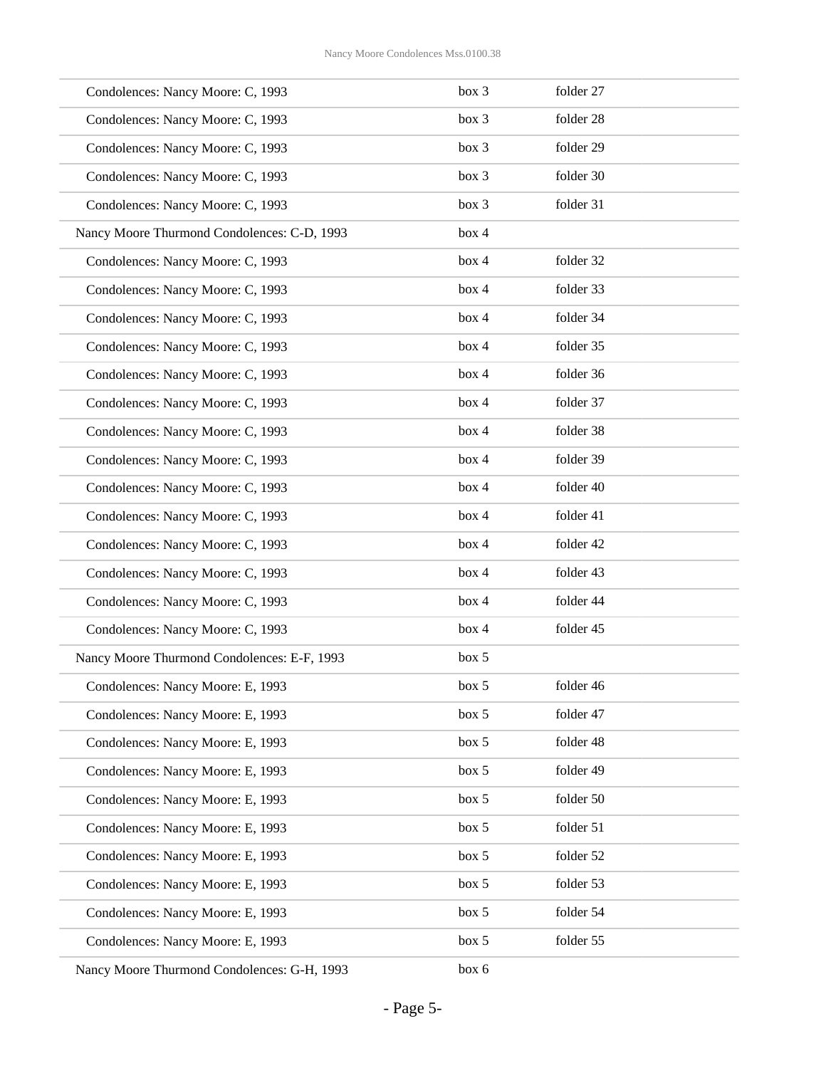| | | |
|---|---|---|
| Condolences: Nancy Moore: C, 1993 | box 3 | folder 27 |
| Condolences: Nancy Moore: C, 1993 | box 3 | folder 28 |
| Condolences: Nancy Moore: C, 1993 | box 3 | folder 29 |
| Condolences: Nancy Moore: C, 1993 | box 3 | folder 30 |
| Condolences: Nancy Moore: C, 1993 | box 3 | folder 31 |
| Nancy Moore Thurmond Condolences: C-D, 1993 | box 4 | |
| Condolences: Nancy Moore: C, 1993 | box 4 | folder 32 |
| Condolences: Nancy Moore: C, 1993 | box 4 | folder 33 |
| Condolences: Nancy Moore: C, 1993 | box 4 | folder 34 |
| Condolences: Nancy Moore: C, 1993 | box 4 | folder 35 |
| Condolences: Nancy Moore: C, 1993 | box 4 | folder 36 |
| Condolences: Nancy Moore: C, 1993 | box 4 | folder 37 |
| Condolences: Nancy Moore: C, 1993 | box 4 | folder 38 |
| Condolences: Nancy Moore: C, 1993 | box 4 | folder 39 |
| Condolences: Nancy Moore: C, 1993 | box 4 | folder 40 |
| Condolences: Nancy Moore: C, 1993 | box 4 | folder 41 |
| Condolences: Nancy Moore: C, 1993 | box 4 | folder 42 |
| Condolences: Nancy Moore: C, 1993 | box 4 | folder 43 |
| Condolences: Nancy Moore: C, 1993 | box 4 | folder 44 |
| Condolences: Nancy Moore: C, 1993 | box 4 | folder 45 |
| Nancy Moore Thurmond Condolences: E-F, 1993 | box 5 | |
| Condolences: Nancy Moore: E, 1993 | box 5 | folder 46 |
| Condolences: Nancy Moore: E, 1993 | box 5 | folder 47 |
| Condolences: Nancy Moore: E, 1993 | box 5 | folder 48 |
| Condolences: Nancy Moore: E, 1993 | box 5 | folder 49 |
| Condolences: Nancy Moore: E, 1993 | box 5 | folder 50 |
| Condolences: Nancy Moore: E, 1993 | box 5 | folder 51 |
| Condolences: Nancy Moore: E, 1993 | box 5 | folder 52 |
| Condolences: Nancy Moore: E, 1993 | box 5 | folder 53 |
| Condolences: Nancy Moore: E, 1993 | box 5 | folder 54 |
| Condolences: Nancy Moore: E, 1993 | box 5 | folder 55 |
| Nancy Moore Thurmond Condolences: G-H, 1993 | box 6 | |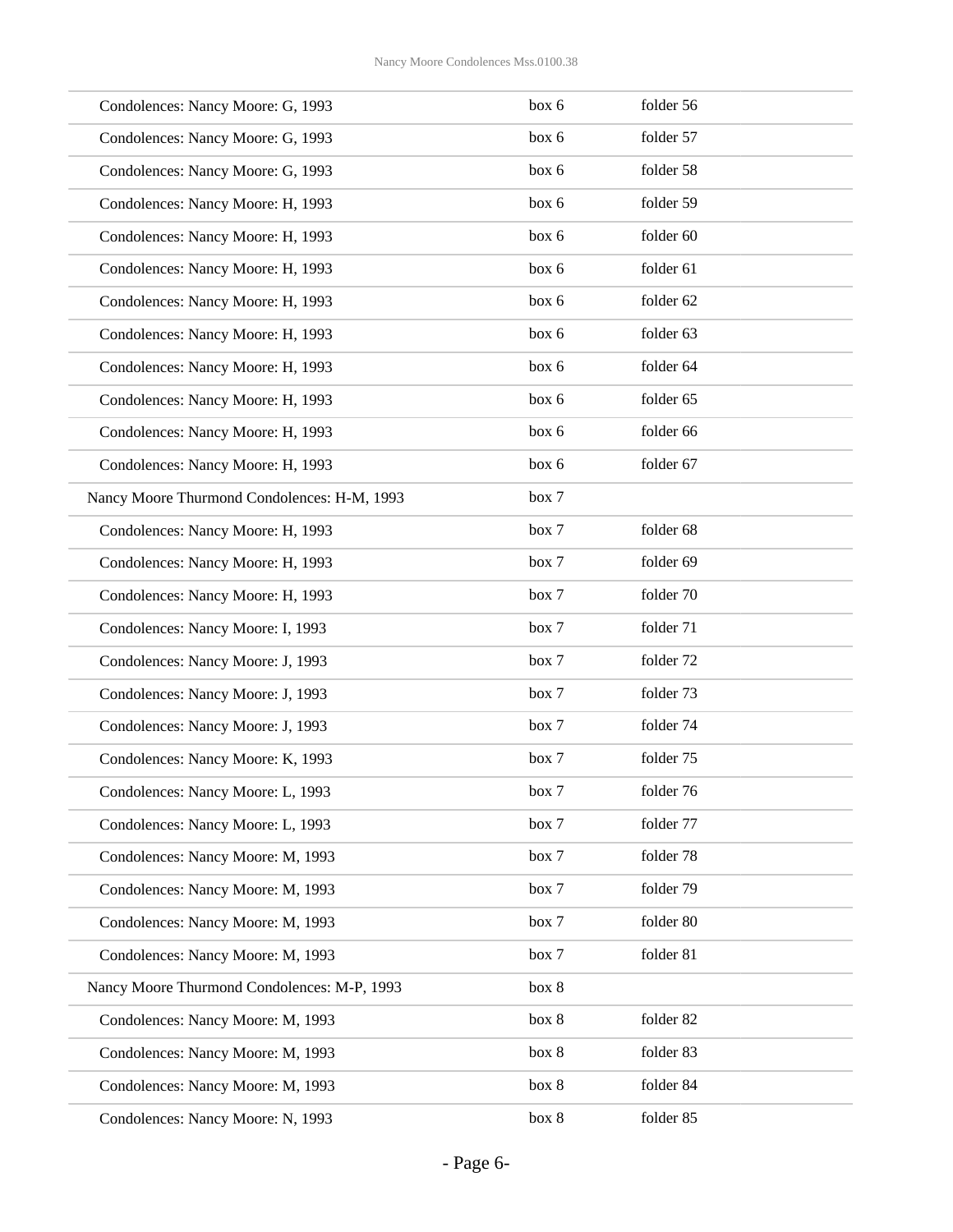| | | |
|---|---|---|
| Condolences: Nancy Moore: G, 1993 | box 6 | folder 56 |
| Condolences: Nancy Moore: G, 1993 | box 6 | folder 57 |
| Condolences: Nancy Moore: G, 1993 | box 6 | folder 58 |
| Condolences: Nancy Moore: H, 1993 | box 6 | folder 59 |
| Condolences: Nancy Moore: H, 1993 | box 6 | folder 60 |
| Condolences: Nancy Moore: H, 1993 | box 6 | folder 61 |
| Condolences: Nancy Moore: H, 1993 | box 6 | folder 62 |
| Condolences: Nancy Moore: H, 1993 | box 6 | folder 63 |
| Condolences: Nancy Moore: H, 1993 | box 6 | folder 64 |
| Condolences: Nancy Moore: H, 1993 | box 6 | folder 65 |
| Condolences: Nancy Moore: H, 1993 | box 6 | folder 66 |
| Condolences: Nancy Moore: H, 1993 | box 6 | folder 67 |
| Nancy Moore Thurmond Condolences: H-M, 1993 | box 7 | |
| Condolences: Nancy Moore: H, 1993 | box 7 | folder 68 |
| Condolences: Nancy Moore: H, 1993 | box 7 | folder 69 |
| Condolences: Nancy Moore: H, 1993 | box 7 | folder 70 |
| Condolences: Nancy Moore: I, 1993 | box 7 | folder 71 |
| Condolences: Nancy Moore: J, 1993 | box 7 | folder 72 |
| Condolences: Nancy Moore: J, 1993 | box 7 | folder 73 |
| Condolences: Nancy Moore: J, 1993 | box 7 | folder 74 |
| Condolences: Nancy Moore: K, 1993 | box 7 | folder 75 |
| Condolences: Nancy Moore: L, 1993 | box 7 | folder 76 |
| Condolences: Nancy Moore: L, 1993 | box 7 | folder 77 |
| Condolences: Nancy Moore: M, 1993 | box 7 | folder 78 |
| Condolences: Nancy Moore: M, 1993 | box 7 | folder 79 |
| Condolences: Nancy Moore: M, 1993 | box 7 | folder 80 |
| Condolences: Nancy Moore: M, 1993 | box 7 | folder 81 |
| Nancy Moore Thurmond Condolences: M-P, 1993 | box 8 | |
| Condolences: Nancy Moore: M, 1993 | box 8 | folder 82 |
| Condolences: Nancy Moore: M, 1993 | box 8 | folder 83 |
| Condolences: Nancy Moore: M, 1993 | box 8 | folder 84 |
| Condolences: Nancy Moore: N, 1993 | box 8 | folder 85 |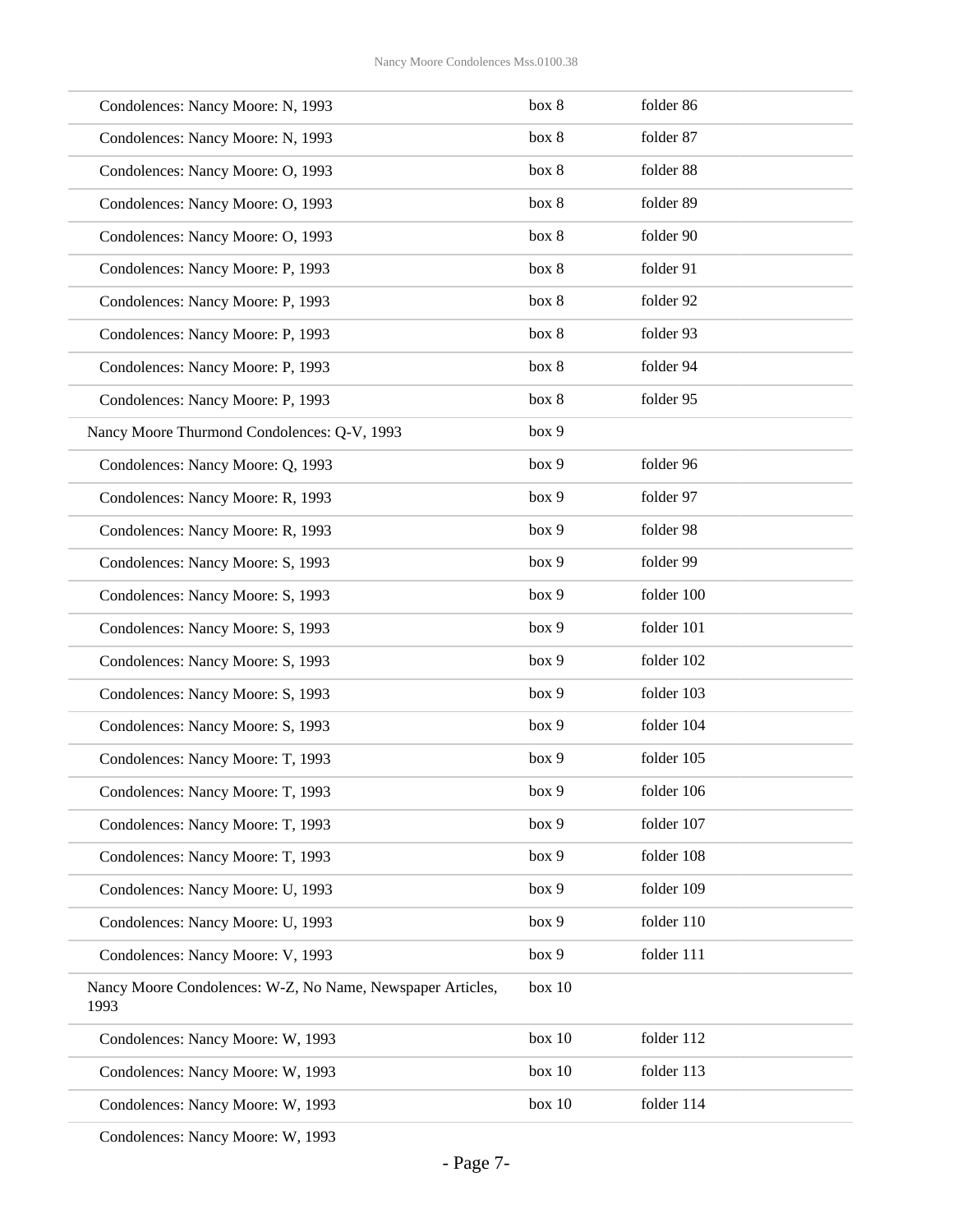| | | |
|---|---|---|
| Condolences: Nancy Moore: N, 1993 | box 8 | folder 86 |
| Condolences: Nancy Moore: N, 1993 | box 8 | folder 87 |
| Condolences: Nancy Moore: O, 1993 | box 8 | folder 88 |
| Condolences: Nancy Moore: O, 1993 | box 8 | folder 89 |
| Condolences: Nancy Moore: O, 1993 | box 8 | folder 90 |
| Condolences: Nancy Moore: P, 1993 | box 8 | folder 91 |
| Condolences: Nancy Moore: P, 1993 | box 8 | folder 92 |
| Condolences: Nancy Moore: P, 1993 | box 8 | folder 93 |
| Condolences: Nancy Moore: P, 1993 | box 8 | folder 94 |
| Condolences: Nancy Moore: P, 1993 | box 8 | folder 95 |
| Nancy Moore Thurmond Condolences: Q-V, 1993 | box 9 | |
| Condolences: Nancy Moore: Q, 1993 | box 9 | folder 96 |
| Condolences: Nancy Moore: R, 1993 | box 9 | folder 97 |
| Condolences: Nancy Moore: R, 1993 | box 9 | folder 98 |
| Condolences: Nancy Moore: S, 1993 | box 9 | folder 99 |
| Condolences: Nancy Moore: S, 1993 | box 9 | folder 100 |
| Condolences: Nancy Moore: S, 1993 | box 9 | folder 101 |
| Condolences: Nancy Moore: S, 1993 | box 9 | folder 102 |
| Condolences: Nancy Moore: S, 1993 | box 9 | folder 103 |
| Condolences: Nancy Moore: S, 1993 | box 9 | folder 104 |
| Condolences: Nancy Moore: T, 1993 | box 9 | folder 105 |
| Condolences: Nancy Moore: T, 1993 | box 9 | folder 106 |
| Condolences: Nancy Moore: T, 1993 | box 9 | folder 107 |
| Condolences: Nancy Moore: T, 1993 | box 9 | folder 108 |
| Condolences: Nancy Moore: U, 1993 | box 9 | folder 109 |
| Condolences: Nancy Moore: U, 1993 | box 9 | folder 110 |
| Condolences: Nancy Moore: V, 1993 | box 9 | folder 111 |
| Nancy Moore Condolences: W-Z, No Name, Newspaper Articles, 1993 | box 10 | |
| Condolences: Nancy Moore: W, 1993 | box 10 | folder 112 |
| Condolences: Nancy Moore: W, 1993 | box 10 | folder 113 |
| Condolences: Nancy Moore: W, 1993 | box 10 | folder 114 |
| Condolences: Nancy Moore: W, 1993 | | |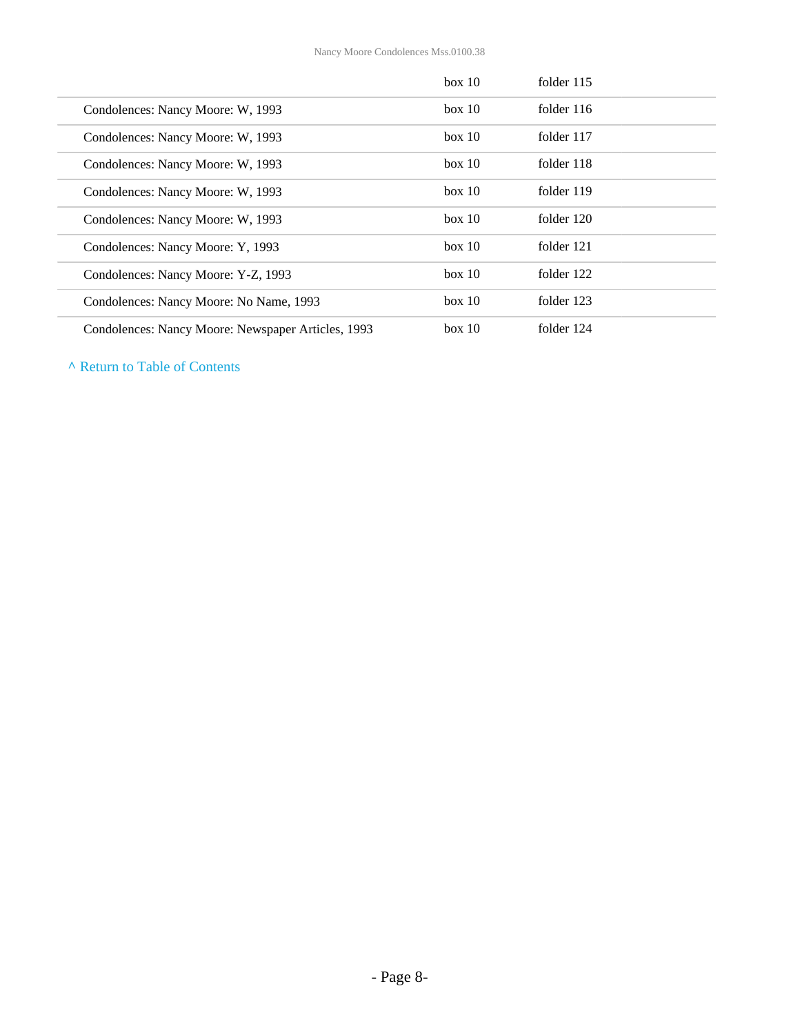| | | |
|---|---|---|
| | box 10 | folder 115 |
| Condolences: Nancy Moore: W, 1993 | box 10 | folder 116 |
| Condolences: Nancy Moore: W, 1993 | box 10 | folder 117 |
| Condolences: Nancy Moore: W, 1993 | box 10 | folder 118 |
| Condolences: Nancy Moore: W, 1993 | box 10 | folder 119 |
| Condolences: Nancy Moore: W, 1993 | box 10 | folder 120 |
| Condolences: Nancy Moore: Y, 1993 | box 10 | folder 121 |
| Condolences: Nancy Moore: Y-Z, 1993 | box 10 | folder 122 |
| Condolences: Nancy Moore: No Name, 1993 | box 10 | folder 123 |
| Condolences: Nancy Moore: Newspaper Articles, 1993 | box 10 | folder 124 |

^ Return to Table of Contents